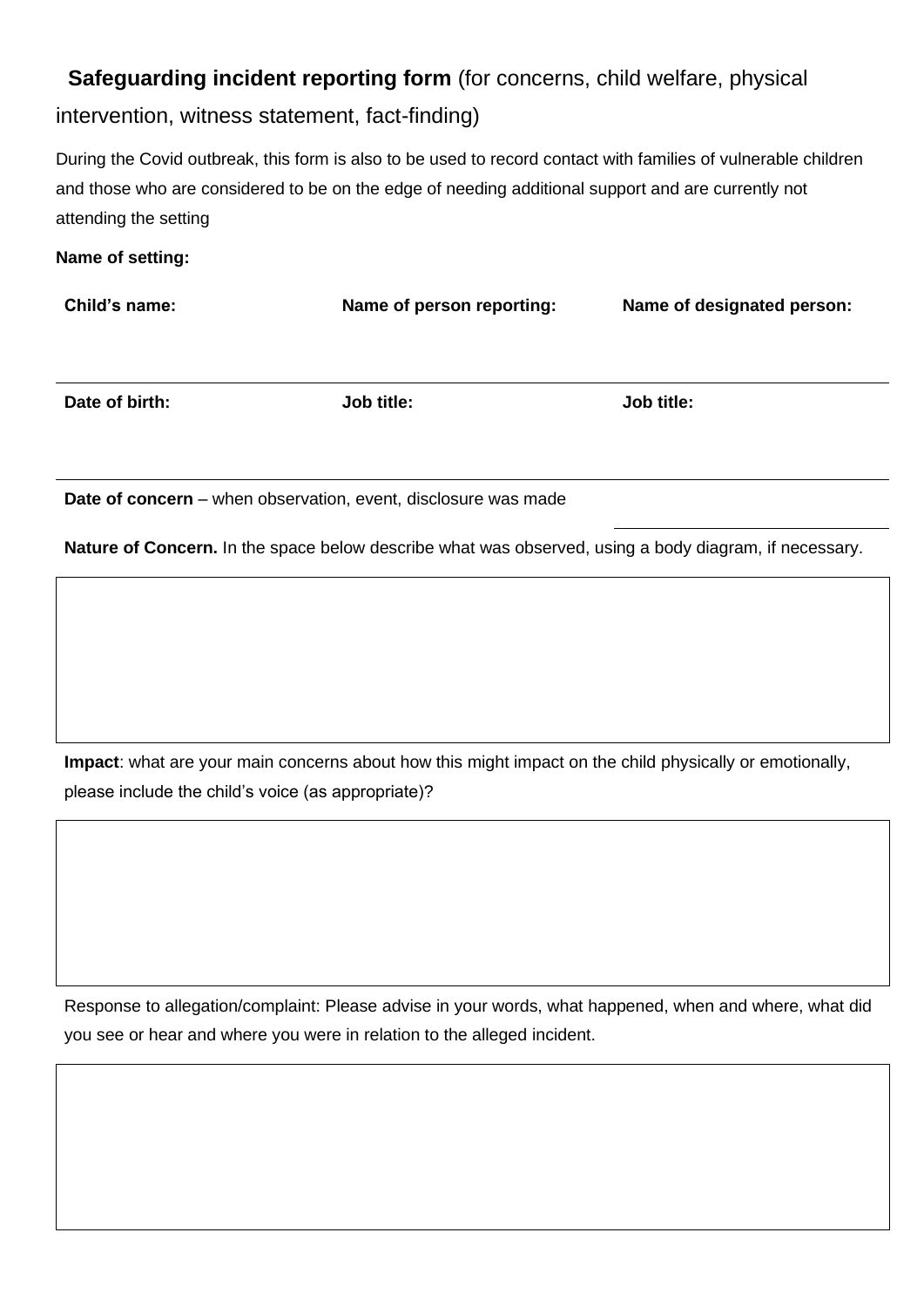**Safeguarding incident reporting form** (for concerns, child welfare, physical intervention, witness statement, fact-finding)

During the Covid outbreak, this form is also to be used to record contact with families of vulnerable children and those who are considered to be on the edge of needing additional support and are currently not attending the setting

**Name of setting:**

| **Child's name:** | **Name of person reporting:** | **Name of designated person:** |
| --- | --- | --- |
| **Date of birth:** | **Job title:** | **Job title:** |

**Date of concern** – when observation, event, disclosure was made

**Nature of Concern.** In the space below describe what was observed, using a body diagram, if necessary.

**Impact**: what are your main concerns about how this might impact on the child physically or emotionally, please include the child's voice (as appropriate)?

Response to allegation/complaint: Please advise in your words, what happened, when and where, what did you see or hear and where you were in relation to the alleged incident.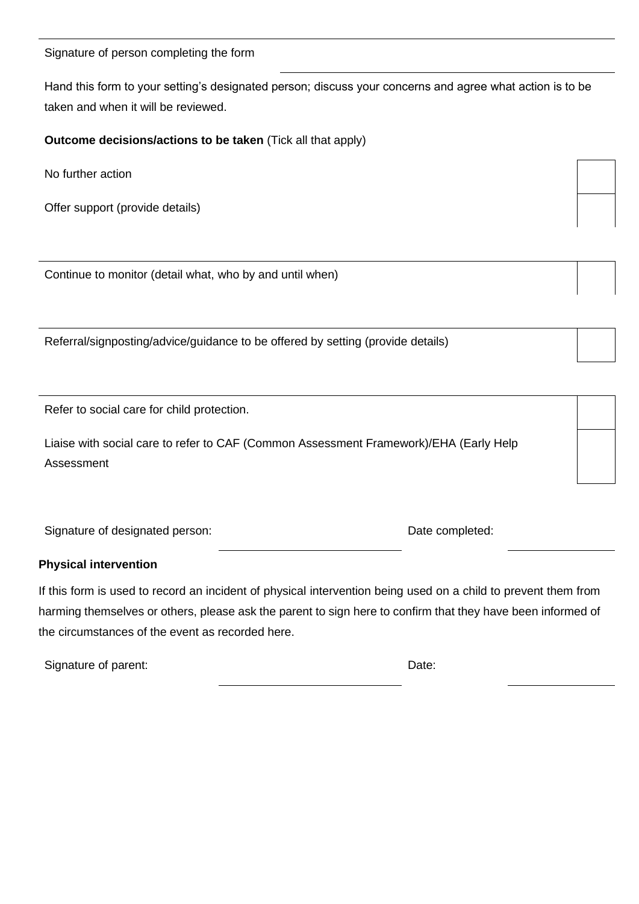Signature of person completing the form

Hand this form to your setting's designated person; discuss your concerns and agree what action is to be taken and when it will be reviewed.

**Outcome decisions/actions to be taken** (Tick all that apply)

No further action

Offer support (provide details)

Continue to monitor (detail what, who by and until when)

Referral/signposting/advice/guidance to be offered by setting (provide details)

Refer to social care for child protection.

Liaise with social care to refer to CAF (Common Assessment Framework)/EHA (Early Help Assessment

Signature of designated person: Date completed:

**Physical intervention**

If this form is used to record an incident of physical intervention being used on a child to prevent them from harming themselves or others, please ask the parent to sign here to confirm that they have been informed of the circumstances of the event as recorded here.

Signature of parent: Date: